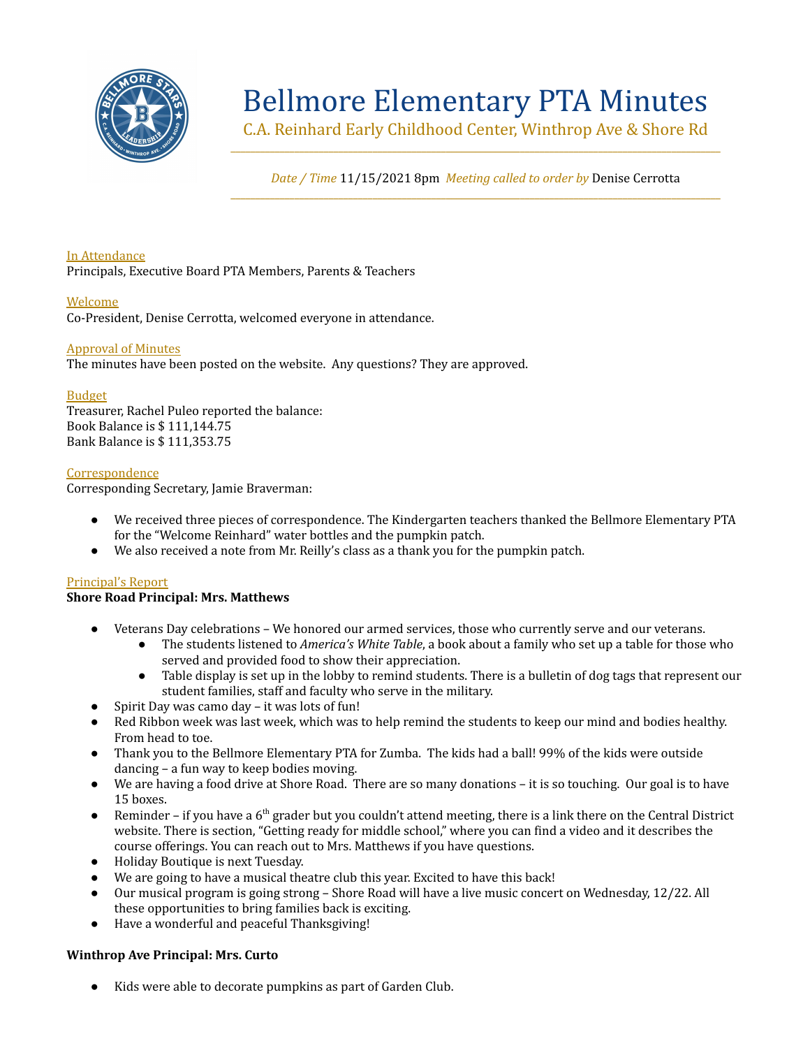# Bellmore Elementary PTA Minutes

C.A. Reinhard Early Childhood Center, Winthrop Ave & Shore Rd

*Date / Time* 11/15/2021 8pm *Meeting called to order by* Denise Cerrotta

## In Attendance

Principals, Executive Board PTA Members, Parents & Teachers

## Welcome

Co-President, Denise Cerrotta, welcomed everyone in attendance.

## Approval of Minutes

The minutes have been posted on the website. Any questions? They are approved.

## Budget

Treasurer, Rachel Puleo reported the balance:
Book Balance is $ 111,144.75
Bank Balance is $ 111,353.75

## Correspondence

Corresponding Secretary, Jamie Braverman:

- We received three pieces of correspondence. The Kindergarten teachers thanked the Bellmore Elementary PTA for the "Welcome Reinhard" water bottles and the pumpkin patch.
- We also received a note from Mr. Reilly's class as a thank you for the pumpkin patch.

## Principal's Report

**Shore Road Principal: Mrs. Matthews**

- Veterans Day celebrations – We honored our armed services, those who currently serve and our veterans.
  - The students listened to *America's White Table*, a book about a family who set up a table for those who served and provided food to show their appreciation.
  - Table display is set up in the lobby to remind students. There is a bulletin of dog tags that represent our student families, staff and faculty who serve in the military.
- Spirit Day was camo day – it was lots of fun!
- Red Ribbon week was last week, which was to help remind the students to keep our mind and bodies healthy. From head to toe.
- Thank you to the Bellmore Elementary PTA for Zumba. The kids had a ball! 99% of the kids were outside dancing – a fun way to keep bodies moving.
- We are having a food drive at Shore Road. There are so many donations – it is so touching. Our goal is to have 15 boxes.
- Reminder – if you have a 6th grader but you couldn't attend meeting, there is a link there on the Central District website. There is section, "Getting ready for middle school," where you can find a video and it describes the course offerings. You can reach out to Mrs. Matthews if you have questions.
- Holiday Boutique is next Tuesday.
- We are going to have a musical theatre club this year. Excited to have this back!
- Our musical program is going strong – Shore Road will have a live music concert on Wednesday, 12/22. All these opportunities to bring families back is exciting.
- Have a wonderful and peaceful Thanksgiving!

**Winthrop Ave Principal: Mrs. Curto**

- Kids were able to decorate pumpkins as part of Garden Club.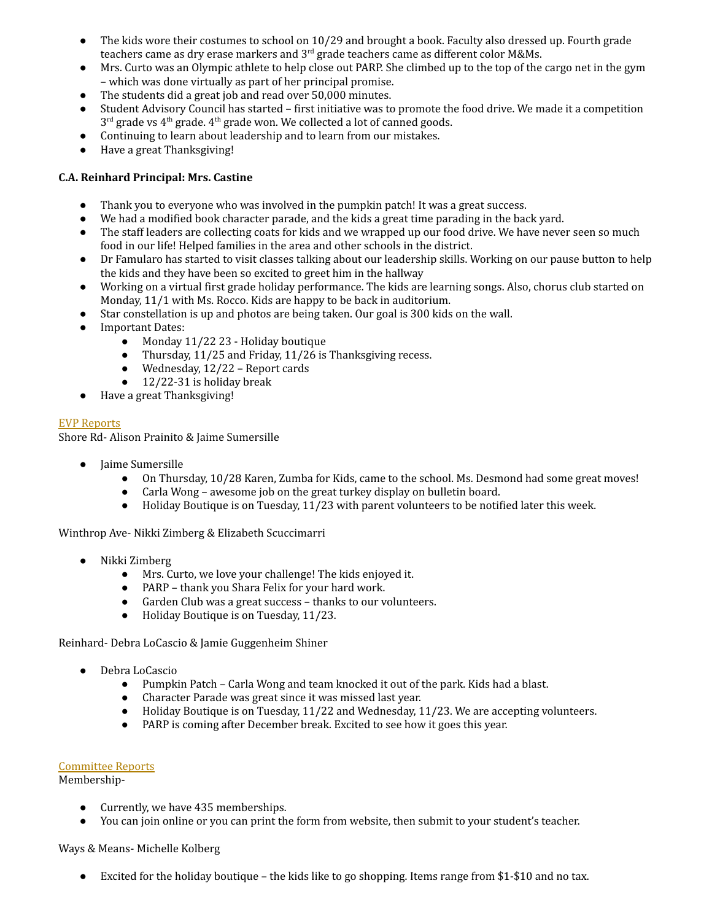- The kids wore their costumes to school on 10/29 and brought a book. Faculty also dressed up. Fourth grade teachers came as dry erase markers and 3rd grade teachers came as different color M&Ms.
- Mrs. Curto was an Olympic athlete to help close out PARP. She climbed up to the top of the cargo net in the gym – which was done virtually as part of her principal promise.
- The students did a great job and read over 50,000 minutes.
- Student Advisory Council has started – first initiative was to promote the food drive. We made it a competition 3rd grade vs 4th grade. 4th grade won. We collected a lot of canned goods.
- Continuing to learn about leadership and to learn from our mistakes.
- Have a great Thanksgiving!

**C.A. Reinhard Principal: Mrs. Castine**

- Thank you to everyone who was involved in the pumpkin patch! It was a great success.
- We had a modified book character parade, and the kids a great time parading in the back yard.
- The staff leaders are collecting coats for kids and we wrapped up our food drive. We have never seen so much food in our life! Helped families in the area and other schools in the district.
- Dr Famularo has started to visit classes talking about our leadership skills. Working on our pause button to help the kids and they have been so excited to greet him in the hallway
- Working on a virtual first grade holiday performance. The kids are learning songs. Also, chorus club started on Monday, 11/1 with Ms. Rocco. Kids are happy to be back in auditorium.
- Star constellation is up and photos are being taken. Our goal is 300 kids on the wall.
- Important Dates:
  - Monday 11/22 23 - Holiday boutique
  - Thursday, 11/25 and Friday, 11/26 is Thanksgiving recess.
  - Wednesday, 12/22 – Report cards
  - 12/22-31 is holiday break
- Have a great Thanksgiving!

EVP Reports

Shore Rd- Alison Prainito & Jaime Sumersille

- Jaime Sumersille
  - On Thursday, 10/28 Karen, Zumba for Kids, came to the school. Ms. Desmond had some great moves!
  - Carla Wong – awesome job on the great turkey display on bulletin board.
  - Holiday Boutique is on Tuesday, 11/23 with parent volunteers to be notified later this week.

Winthrop Ave- Nikki Zimberg & Elizabeth Scuccimarri

- Nikki Zimberg
  - Mrs. Curto, we love your challenge! The kids enjoyed it.
  - PARP – thank you Shara Felix for your hard work.
  - Garden Club was a great success – thanks to our volunteers.
  - Holiday Boutique is on Tuesday, 11/23.

Reinhard- Debra LoCascio & Jamie Guggenheim Shiner

- Debra LoCascio
  - Pumpkin Patch – Carla Wong and team knocked it out of the park. Kids had a blast.
  - Character Parade was great since it was missed last year.
  - Holiday Boutique is on Tuesday, 11/22 and Wednesday, 11/23. We are accepting volunteers.
  - PARP is coming after December break. Excited to see how it goes this year.

Committee Reports

Membership-

- Currently, we have 435 memberships.
- You can join online or you can print the form from website, then submit to your student's teacher.

Ways & Means- Michelle Kolberg

- Excited for the holiday boutique – the kids like to go shopping. Items range from $1-$10 and no tax.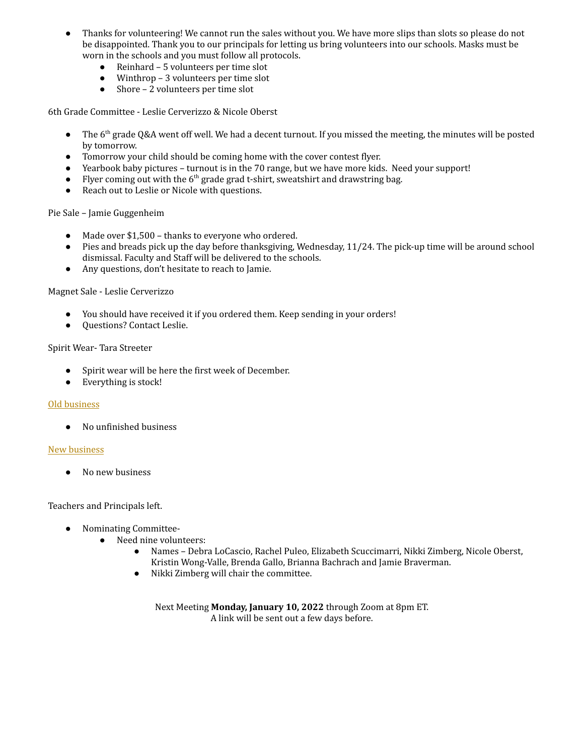- Thanks for volunteering! We cannot run the sales without you. We have more slips than slots so please do not be disappointed. Thank you to our principals for letting us bring volunteers into our schools. Masks must be worn in the schools and you must follow all protocols.
  - Reinhard – 5 volunteers per time slot
  - Winthrop – 3 volunteers per time slot
  - Shore – 2 volunteers per time slot

6th Grade Committee - Leslie Cerverizzo & Nicole Oberst

- The 6th grade Q&A went off well. We had a decent turnout. If you missed the meeting, the minutes will be posted by tomorrow.
- Tomorrow your child should be coming home with the cover contest flyer.
- Yearbook baby pictures – turnout is in the 70 range, but we have more kids. Need your support!
- Flyer coming out with the 6th grade grad t-shirt, sweatshirt and drawstring bag.
- Reach out to Leslie or Nicole with questions.

Pie Sale – Jamie Guggenheim

- Made over $1,500 – thanks to everyone who ordered.
- Pies and breads pick up the day before thanksgiving, Wednesday, 11/24. The pick-up time will be around school dismissal. Faculty and Staff will be delivered to the schools.
- Any questions, don't hesitate to reach to Jamie.

Magnet Sale - Leslie Cerverizzo

- You should have received it if you ordered them. Keep sending in your orders!
- Questions? Contact Leslie.

Spirit Wear- Tara Streeter

- Spirit wear will be here the first week of December.
- Everything is stock!

## Old business

- No unfinished business

## New business

- No new business

Teachers and Principals left.

- Nominating Committee-
  - Need nine volunteers:
    - Names – Debra LoCascio, Rachel Puleo, Elizabeth Scuccimarri, Nikki Zimberg, Nicole Oberst, Kristin Wong-Valle, Brenda Gallo, Brianna Bachrach and Jamie Braverman.
    - Nikki Zimberg will chair the committee.

Next Meeting **Monday, January 10, 2022** through Zoom at 8pm ET.
A link will be sent out a few days before.